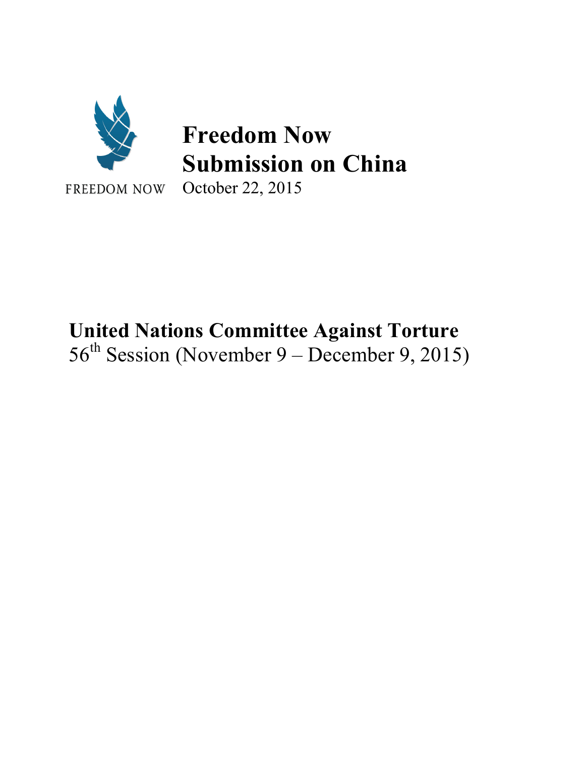FREEDOM NOW

# Freedom Now
# Submission on China

October 22, 2015

## United Nations Committee Against Torture

56th Session (November 9 – December 9, 2015)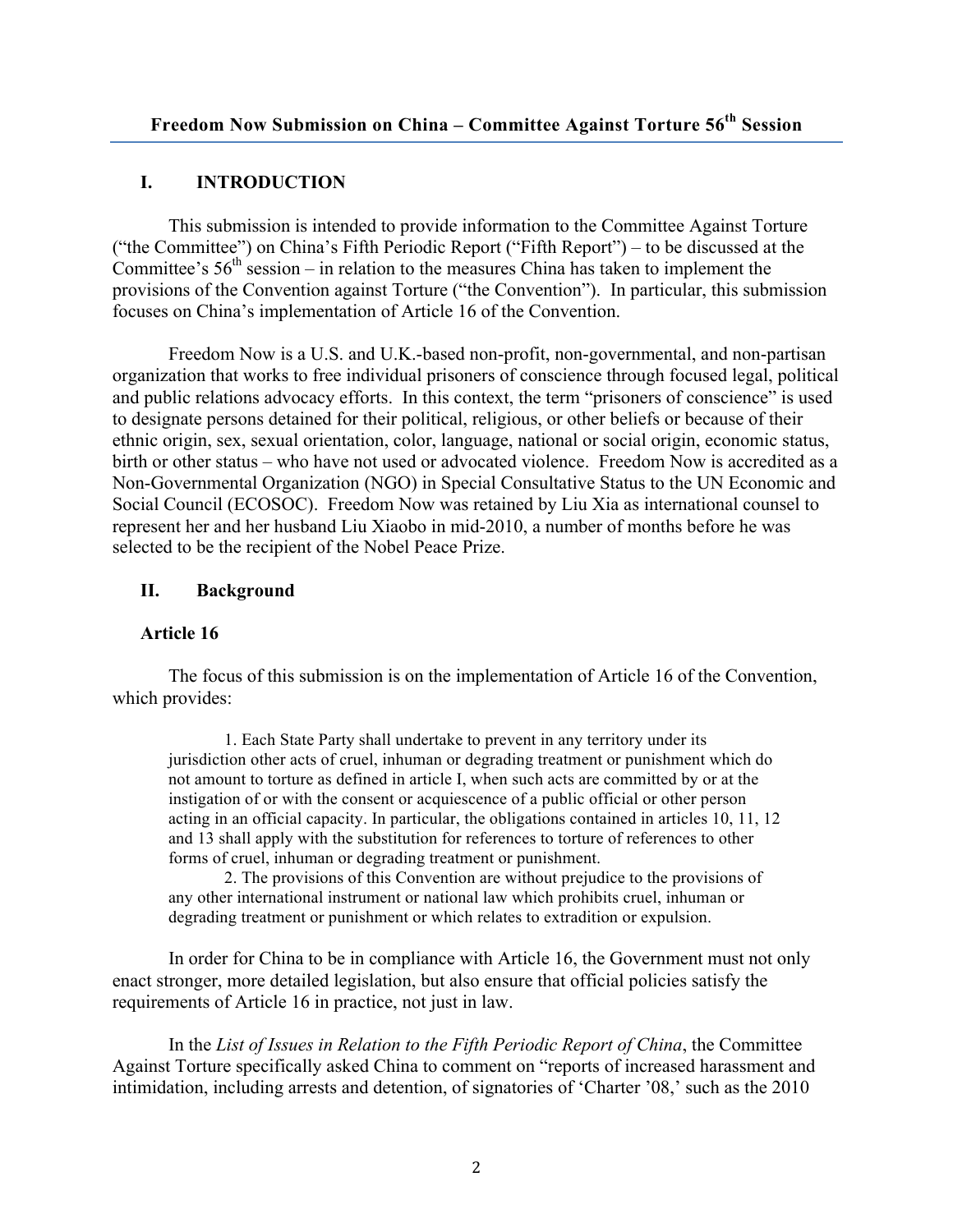**Freedom Now Submission on China – Committee Against Torture 56th Session**

## I. INTRODUCTION

This submission is intended to provide information to the Committee Against Torture ("the Committee") on China's Fifth Periodic Report ("Fifth Report") – to be discussed at the Committee's 56th session – in relation to the measures China has taken to implement the provisions of the Convention against Torture ("the Convention"). In particular, this submission focuses on China's implementation of Article 16 of the Convention.

Freedom Now is a U.S. and U.K.-based non-profit, non-governmental, and non-partisan organization that works to free individual prisoners of conscience through focused legal, political and public relations advocacy efforts. In this context, the term "prisoners of conscience" is used to designate persons detained for their political, religious, or other beliefs or because of their ethnic origin, sex, sexual orientation, color, language, national or social origin, economic status, birth or other status – who have not used or advocated violence. Freedom Now is accredited as a Non-Governmental Organization (NGO) in Special Consultative Status to the UN Economic and Social Council (ECOSOC). Freedom Now was retained by Liu Xia as international counsel to represent her and her husband Liu Xiaobo in mid-2010, a number of months before he was selected to be the recipient of the Nobel Peace Prize.

## II. Background

### Article 16

The focus of this submission is on the implementation of Article 16 of the Convention, which provides:

> 1. Each State Party shall undertake to prevent in any territory under its jurisdiction other acts of cruel, inhuman or degrading treatment or punishment which do not amount to torture as defined in article I, when such acts are committed by or at the instigation of or with the consent or acquiescence of a public official or other person acting in an official capacity. In particular, the obligations contained in articles 10, 11, 12 and 13 shall apply with the substitution for references to torture of references to other forms of cruel, inhuman or degrading treatment or punishment.
>
> 2. The provisions of this Convention are without prejudice to the provisions of any other international instrument or national law which prohibits cruel, inhuman or degrading treatment or punishment or which relates to extradition or expulsion.

In order for China to be in compliance with Article 16, the Government must not only enact stronger, more detailed legislation, but also ensure that official policies satisfy the requirements of Article 16 in practice, not just in law.

In the *List of Issues in Relation to the Fifth Periodic Report of China*, the Committee Against Torture specifically asked China to comment on "reports of increased harassment and intimidation, including arrests and detention, of signatories of 'Charter '08,' such as the 2010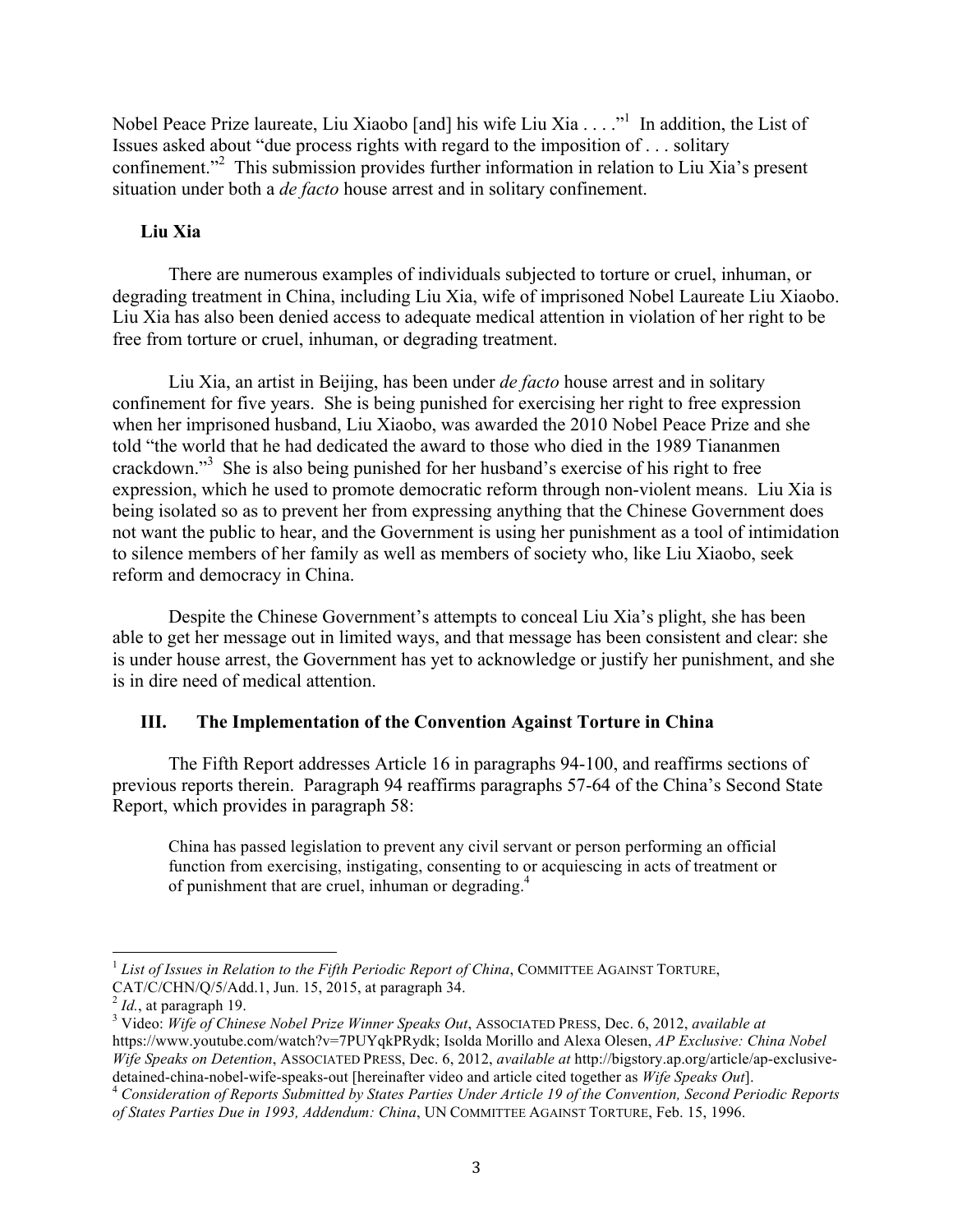Nobel Peace Prize laureate, Liu Xiaobo [and] his wife Liu Xia . . . ."[1] In addition, the List of Issues asked about "due process rights with regard to the imposition of . . . solitary confinement."[2] This submission provides further information in relation to Liu Xia's present situation under both a *de facto* house arrest and in solitary confinement.

**Liu Xia**

There are numerous examples of individuals subjected to torture or cruel, inhuman, or degrading treatment in China, including Liu Xia, wife of imprisoned Nobel Laureate Liu Xiaobo. Liu Xia has also been denied access to adequate medical attention in violation of her right to be free from torture or cruel, inhuman, or degrading treatment.

Liu Xia, an artist in Beijing, has been under *de facto* house arrest and in solitary confinement for five years. She is being punished for exercising her right to free expression when her imprisoned husband, Liu Xiaobo, was awarded the 2010 Nobel Peace Prize and she told "the world that he had dedicated the award to those who died in the 1989 Tiananmen crackdown."[3] She is also being punished for her husband's exercise of his right to free expression, which he used to promote democratic reform through non-violent means. Liu Xia is being isolated so as to prevent her from expressing anything that the Chinese Government does not want the public to hear, and the Government is using her punishment as a tool of intimidation to silence members of her family as well as members of society who, like Liu Xiaobo, seek reform and democracy in China.

Despite the Chinese Government's attempts to conceal Liu Xia's plight, she has been able to get her message out in limited ways, and that message has been consistent and clear: she is under house arrest, the Government has yet to acknowledge or justify her punishment, and she is in dire need of medical attention.

## III. The Implementation of the Convention Against Torture in China

The Fifth Report addresses Article 16 in paragraphs 94-100, and reaffirms sections of previous reports therein. Paragraph 94 reaffirms paragraphs 57-64 of the China's Second State Report, which provides in paragraph 58:

> China has passed legislation to prevent any civil servant or person performing an official function from exercising, instigating, consenting to or acquiescing in acts of treatment or of punishment that are cruel, inhuman or degrading.[4]

---

[1] *List of Issues in Relation to the Fifth Periodic Report of China*, COMMITTEE AGAINST TORTURE, CAT/C/CHN/Q/5/Add.1, Jun. 15, 2015, at paragraph 34.

[2] *Id.*, at paragraph 19.

[3] Video: *Wife of Chinese Nobel Prize Winner Speaks Out*, ASSOCIATED PRESS, Dec. 6, 2012, *available at* https://www.youtube.com/watch?v=7PUYqkPRydk; Isolda Morillo and Alexa Olesen, *AP Exclusive: China Nobel Wife Speaks on Detention*, ASSOCIATED PRESS, Dec. 6, 2012, *available at* http://bigstory.ap.org/article/ap-exclusive-detained-china-nobel-wife-speaks-out [hereinafter video and article cited together as *Wife Speaks Out*].

[4] *Consideration of Reports Submitted by States Parties Under Article 19 of the Convention, Second Periodic Reports of States Parties Due in 1993, Addendum: China*, UN COMMITTEE AGAINST TORTURE, Feb. 15, 1996.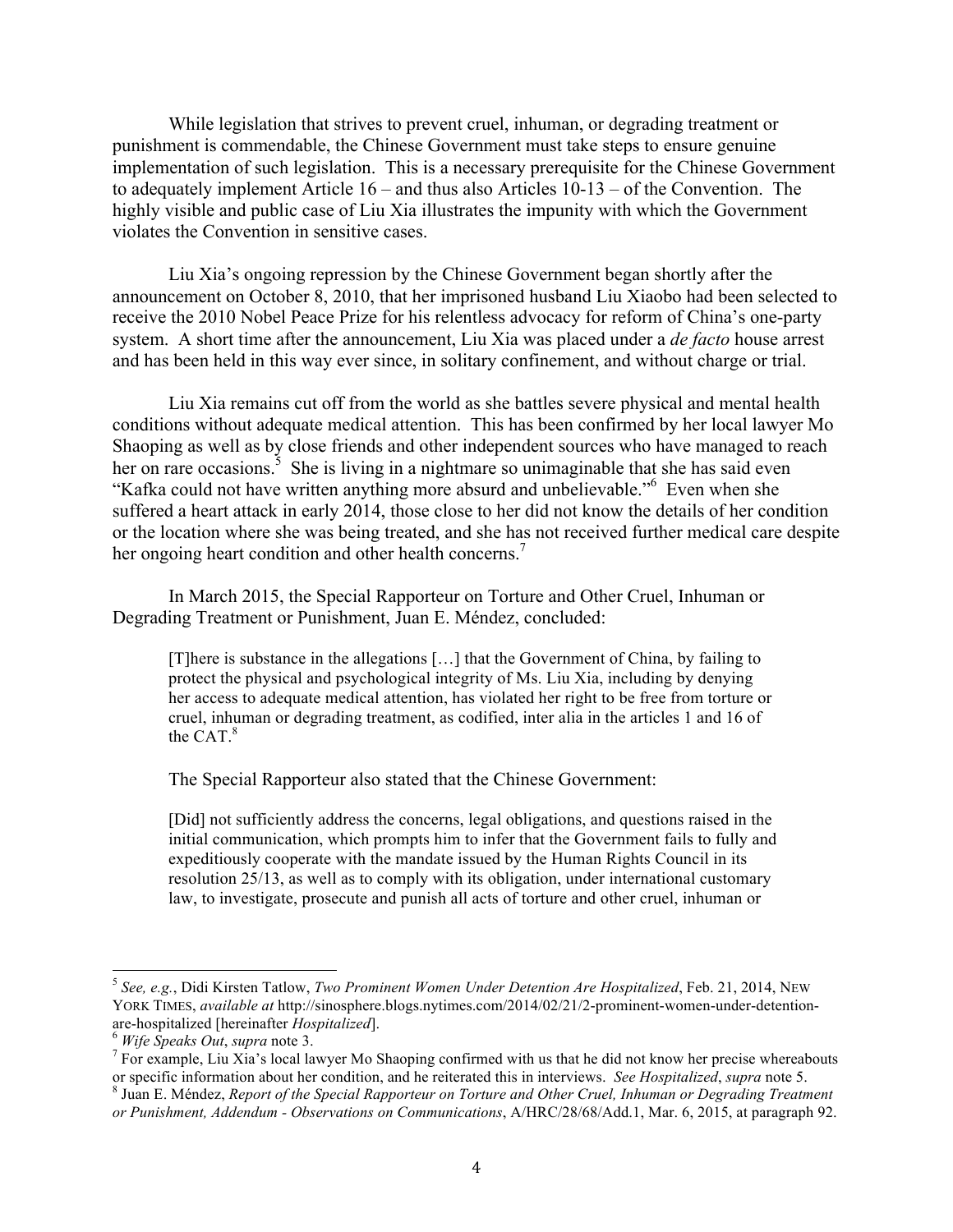While legislation that strives to prevent cruel, inhuman, or degrading treatment or punishment is commendable, the Chinese Government must take steps to ensure genuine implementation of such legislation. This is a necessary prerequisite for the Chinese Government to adequately implement Article 16 – and thus also Articles 10-13 – of the Convention. The highly visible and public case of Liu Xia illustrates the impunity with which the Government violates the Convention in sensitive cases.

Liu Xia's ongoing repression by the Chinese Government began shortly after the announcement on October 8, 2010, that her imprisoned husband Liu Xiaobo had been selected to receive the 2010 Nobel Peace Prize for his relentless advocacy for reform of China's one-party system. A short time after the announcement, Liu Xia was placed under a *de facto* house arrest and has been held in this way ever since, in solitary confinement, and without charge or trial.

Liu Xia remains cut off from the world as she battles severe physical and mental health conditions without adequate medical attention. This has been confirmed by her local lawyer Mo Shaoping as well as by close friends and other independent sources who have managed to reach her on rare occasions.[5] She is living in a nightmare so unimaginable that she has said even "Kafka could not have written anything more absurd and unbelievable."[6] Even when she suffered a heart attack in early 2014, those close to her did not know the details of her condition or the location where she was being treated, and she has not received further medical care despite her ongoing heart condition and other health concerns.[7]

In March 2015, the Special Rapporteur on Torture and Other Cruel, Inhuman or Degrading Treatment or Punishment, Juan E. Méndez, concluded:

> [T]here is substance in the allegations […] that the Government of China, by failing to protect the physical and psychological integrity of Ms. Liu Xia, including by denying her access to adequate medical attention, has violated her right to be free from torture or cruel, inhuman or degrading treatment, as codified, inter alia in the articles 1 and 16 of the CAT.[8]

The Special Rapporteur also stated that the Chinese Government:

> [Did] not sufficiently address the concerns, legal obligations, and questions raised in the initial communication, which prompts him to infer that the Government fails to fully and expeditiously cooperate with the mandate issued by the Human Rights Council in its resolution 25/13, as well as to comply with its obligation, under international customary law, to investigate, prosecute and punish all acts of torture and other cruel, inhuman or

---

[5] *See, e.g.*, Didi Kirsten Tatlow, *Two Prominent Women Under Detention Are Hospitalized*, Feb. 21, 2014, NEW YORK TIMES, *available at* http://sinosphere.blogs.nytimes.com/2014/02/21/2-prominent-women-under-detention-are-hospitalized [hereinafter *Hospitalized*].

[6] *Wife Speaks Out*, *supra* note 3.

[7] For example, Liu Xia's local lawyer Mo Shaoping confirmed with us that he did not know her precise whereabouts or specific information about her condition, and he reiterated this in interviews. *See Hospitalized*, *supra* note 5.

[8] Juan E. Méndez, *Report of the Special Rapporteur on Torture and Other Cruel, Inhuman or Degrading Treatment or Punishment, Addendum - Observations on Communications*, A/HRC/28/68/Add.1, Mar. 6, 2015, at paragraph 92.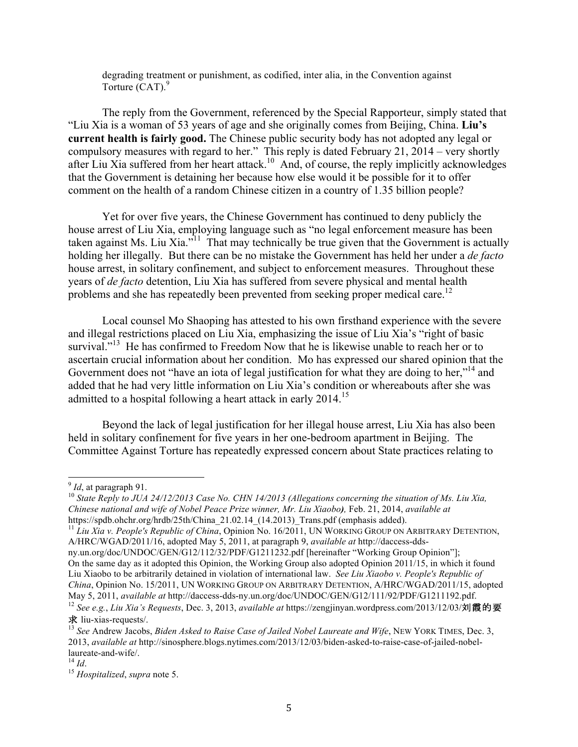degrading treatment or punishment, as codified, inter alia, in the Convention against Torture (CAT).[9]

The reply from the Government, referenced by the Special Rapporteur, simply stated that "Liu Xia is a woman of 53 years of age and she originally comes from Beijing, China. **Liu's current health is fairly good.** The Chinese public security body has not adopted any legal or compulsory measures with regard to her." This reply is dated February 21, 2014 – very shortly after Liu Xia suffered from her heart attack.[10] And, of course, the reply implicitly acknowledges that the Government is detaining her because how else would it be possible for it to offer comment on the health of a random Chinese citizen in a country of 1.35 billion people?

Yet for over five years, the Chinese Government has continued to deny publicly the house arrest of Liu Xia, employing language such as "no legal enforcement measure has been taken against Ms. Liu Xia."[11] That may technically be true given that the Government is actually holding her illegally. But there can be no mistake the Government has held her under a *de facto* house arrest, in solitary confinement, and subject to enforcement measures. Throughout these years of *de facto* detention, Liu Xia has suffered from severe physical and mental health problems and she has repeatedly been prevented from seeking proper medical care.[12]

Local counsel Mo Shaoping has attested to his own firsthand experience with the severe and illegal restrictions placed on Liu Xia, emphasizing the issue of Liu Xia's "right of basic survival."[13] He has confirmed to Freedom Now that he is likewise unable to reach her or to ascertain crucial information about her condition. Mo has expressed our shared opinion that the Government does not "have an iota of legal justification for what they are doing to her,"[14] and added that he had very little information on Liu Xia's condition or whereabouts after she was admitted to a hospital following a heart attack in early 2014.[15]

Beyond the lack of legal justification for her illegal house arrest, Liu Xia has also been held in solitary confinement for five years in her one-bedroom apartment in Beijing. The Committee Against Torture has repeatedly expressed concern about State practices relating to

---

[9] *Id*, at paragraph 91.

[10] *State Reply to JUA 24/12/2013 Case No. CHN 14/2013 (Allegations concerning the situation of Ms. Liu Xia, Chinese national and wife of Nobel Peace Prize winner, Mr. Liu Xiaobo),* Feb. 21, 2014, *available at* https://spdb.ohchr.org/hrdb/25th/China_21.02.14_(14.2013)_Trans.pdf (emphasis added).

[11] *Liu Xia v. People's Republic of China*, Opinion No. 16/2011, UN WORKING GROUP ON ARBITRARY DETENTION, A/HRC/WGAD/2011/16, adopted May 5, 2011, at paragraph 9, *available at* http://daccess-dds-ny.un.org/doc/UNDOC/GEN/G12/112/32/PDF/G1211232.pdf [hereinafter "Working Group Opinion"]; On the same day as it adopted this Opinion, the Working Group also adopted Opinion 2011/15, in which it found Liu Xiaobo to be arbitrarily detained in violation of international law. *See Liu Xiaobo v. People's Republic of China*, Opinion No. 15/2011, UN WORKING GROUP ON ARBITRARY DETENTION, A/HRC/WGAD/2011/15, adopted May 5, 2011, *available at* http://daccess-dds-ny.un.org/doc/UNDOC/GEN/G12/111/92/PDF/G1211192.pdf.

[12] *See e.g.*, *Liu Xia's Requests*, Dec. 3, 2013, *available at* https://zengjinyan.wordpress.com/2013/12/03/刘霞的要求 liu-xias-requests/.

[13] *See* Andrew Jacobs, *Biden Asked to Raise Case of Jailed Nobel Laureate and Wife*, NEW YORK TIMES, Dec. 3, 2013, *available at* http://sinosphere.blogs.nytimes.com/2013/12/03/biden-asked-to-raise-case-of-jailed-nobel-laureate-and-wife/.

[14] *Id*.

[15] *Hospitalized*, *supra* note 5.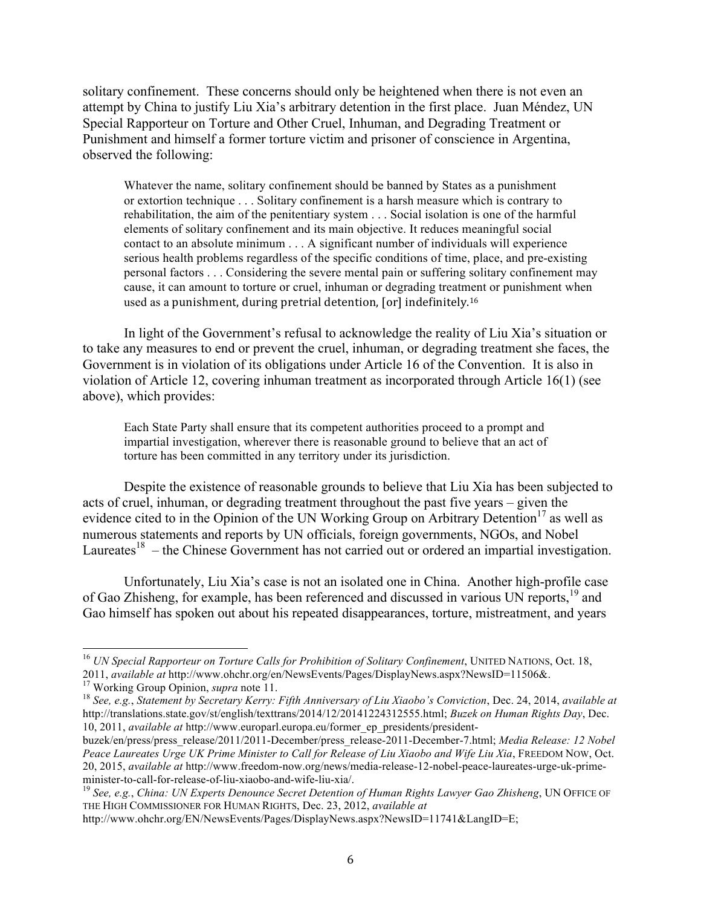solitary confinement. These concerns should only be heightened when there is not even an attempt by China to justify Liu Xia's arbitrary detention in the first place. Juan Méndez, UN Special Rapporteur on Torture and Other Cruel, Inhuman, and Degrading Treatment or Punishment and himself a former torture victim and prisoner of conscience in Argentina, observed the following:

> Whatever the name, solitary confinement should be banned by States as a punishment or extortion technique . . . Solitary confinement is a harsh measure which is contrary to rehabilitation, the aim of the penitentiary system . . . Social isolation is one of the harmful elements of solitary confinement and its main objective. It reduces meaningful social contact to an absolute minimum . . . A significant number of individuals will experience serious health problems regardless of the specific conditions of time, place, and pre-existing personal factors . . . Considering the severe mental pain or suffering solitary confinement may cause, it can amount to torture or cruel, inhuman or degrading treatment or punishment when used as a punishment, during pretrial detention, [or] indefinitely.[16]

In light of the Government's refusal to acknowledge the reality of Liu Xia's situation or to take any measures to end or prevent the cruel, inhuman, or degrading treatment she faces, the Government is in violation of its obligations under Article 16 of the Convention. It is also in violation of Article 12, covering inhuman treatment as incorporated through Article 16(1) (see above), which provides:

> Each State Party shall ensure that its competent authorities proceed to a prompt and impartial investigation, wherever there is reasonable ground to believe that an act of torture has been committed in any territory under its jurisdiction.

Despite the existence of reasonable grounds to believe that Liu Xia has been subjected to acts of cruel, inhuman, or degrading treatment throughout the past five years – given the evidence cited to in the Opinion of the UN Working Group on Arbitrary Detention[17] as well as numerous statements and reports by UN officials, foreign governments, NGOs, and Nobel Laureates[18] – the Chinese Government has not carried out or ordered an impartial investigation.

Unfortunately, Liu Xia's case is not an isolated one in China. Another high-profile case of Gao Zhisheng, for example, has been referenced and discussed in various UN reports,[19] and Gao himself has spoken out about his repeated disappearances, torture, mistreatment, and years

---

[16] *UN Special Rapporteur on Torture Calls for Prohibition of Solitary Confinement*, UNITED NATIONS, Oct. 18, 2011, *available at* http://www.ohchr.org/en/NewsEvents/Pages/DisplayNews.aspx?NewsID=11506&.

[17] Working Group Opinion, *supra* note 11.

[18] *See, e.g.*, *Statement by Secretary Kerry: Fifth Anniversary of Liu Xiaobo's Conviction*, Dec. 24, 2014, *available at* http://translations.state.gov/st/english/texttrans/2014/12/20141224312555.html; *Buzek on Human Rights Day*, Dec. 10, 2011, *available at* http://www.europarl.europa.eu/former_ep_presidents/president-buzek/en/press/press_release/2011/2011-December/press_release-2011-December-7.html; *Media Release: 12 Nobel Peace Laureates Urge UK Prime Minister to Call for Release of Liu Xiaobo and Wife Liu Xia*, FREEDOM NOW, Oct. 20, 2015, *available at* http://www.freedom-now.org/news/media-release-12-nobel-peace-laureates-urge-uk-prime-minister-to-call-for-release-of-liu-xiaobo-and-wife-liu-xia/.

[19] *See, e.g.*, *China: UN Experts Denounce Secret Detention of Human Rights Lawyer Gao Zhisheng*, UN OFFICE OF THE HIGH COMMISSIONER FOR HUMAN RIGHTS, Dec. 23, 2012, *available at* http://www.ohchr.org/EN/NewsEvents/Pages/DisplayNews.aspx?NewsID=11741&LangID=E;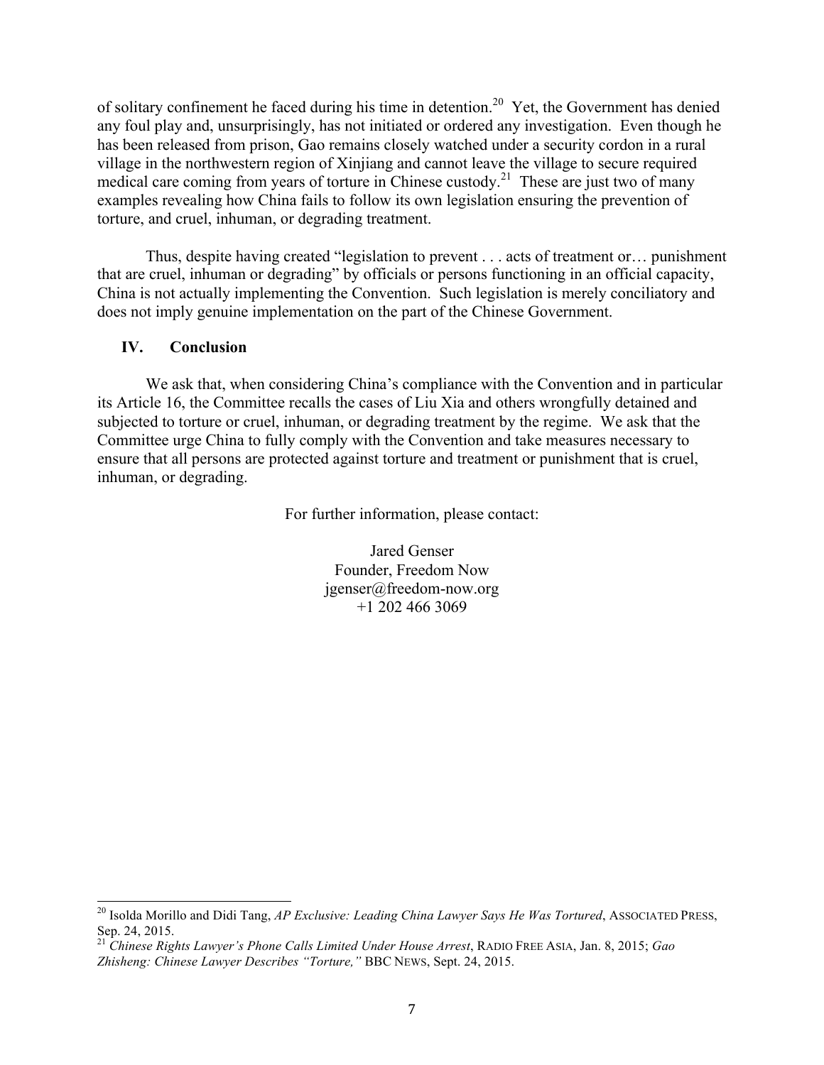of solitary confinement he faced during his time in detention.[20] Yet, the Government has denied any foul play and, unsurprisingly, has not initiated or ordered any investigation. Even though he has been released from prison, Gao remains closely watched under a security cordon in a rural village in the northwestern region of Xinjiang and cannot leave the village to secure required medical care coming from years of torture in Chinese custody.[21] These are just two of many examples revealing how China fails to follow its own legislation ensuring the prevention of torture, and cruel, inhuman, or degrading treatment.

Thus, despite having created "legislation to prevent . . . acts of treatment or… punishment that are cruel, inhuman or degrading" by officials or persons functioning in an official capacity, China is not actually implementing the Convention. Such legislation is merely conciliatory and does not imply genuine implementation on the part of the Chinese Government.

## IV. Conclusion

We ask that, when considering China's compliance with the Convention and in particular its Article 16, the Committee recalls the cases of Liu Xia and others wrongfully detained and subjected to torture or cruel, inhuman, or degrading treatment by the regime. We ask that the Committee urge China to fully comply with the Convention and take measures necessary to ensure that all persons are protected against torture and treatment or punishment that is cruel, inhuman, or degrading.

For further information, please contact:

Jared Genser
Founder, Freedom Now
jgenser@freedom-now.org
+1 202 466 3069

---

[20] Isolda Morillo and Didi Tang, *AP Exclusive: Leading China Lawyer Says He Was Tortured*, ASSOCIATED PRESS, Sep. 24, 2015.

[21] *Chinese Rights Lawyer's Phone Calls Limited Under House Arrest*, RADIO FREE ASIA, Jan. 8, 2015; *Gao Zhisheng: Chinese Lawyer Describes "Torture,"* BBC NEWS, Sept. 24, 2015.